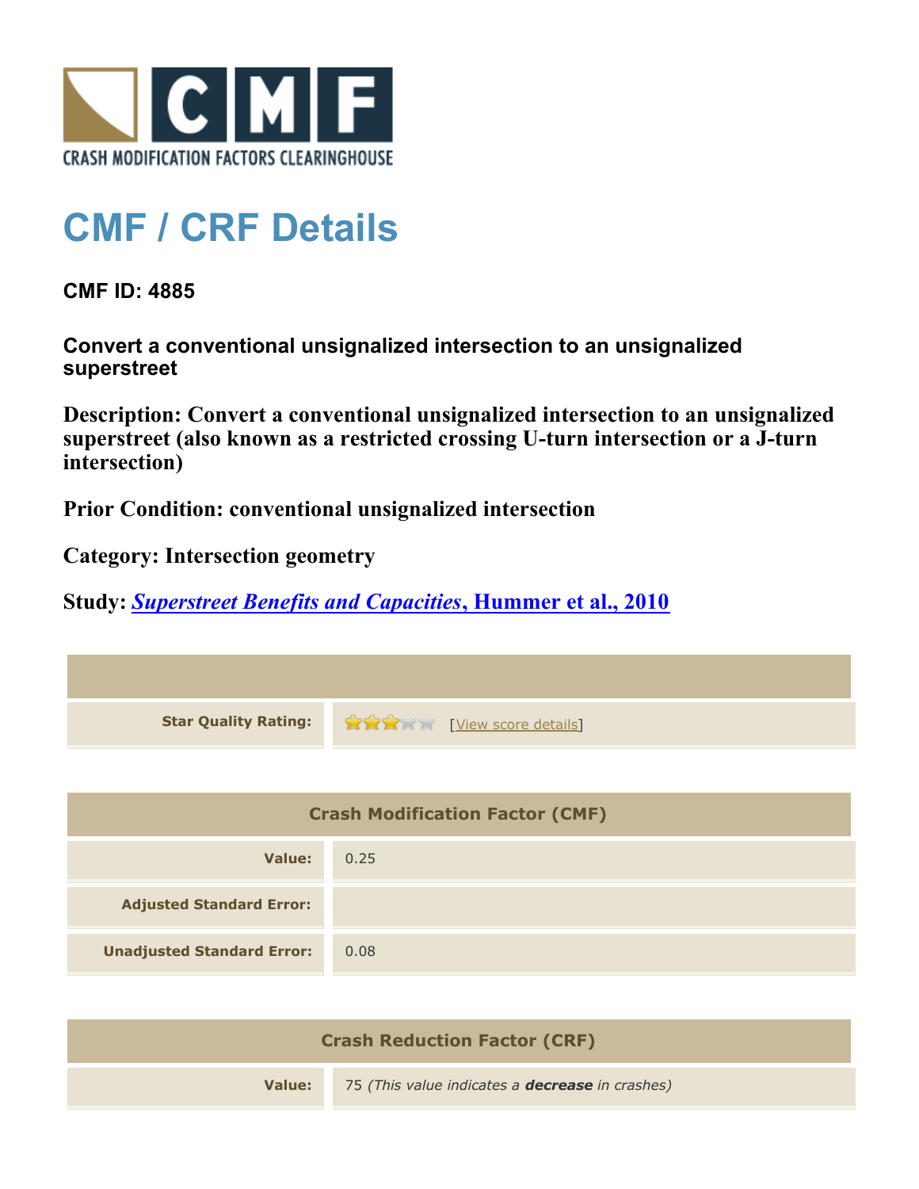CRASH MODIFICATION FACTORS CLEARINGHOUSE

# CMF / CRF Details

**CMF ID: 4885**

**Convert a conventional unsignalized intersection to an unsignalized superstreet**

**Description: Convert a conventional unsignalized intersection to an unsignalized superstreet (also known as a restricted crossing U-turn intersection or a J-turn intersection)**

**Prior Condition: conventional unsignalized intersection**

**Category: Intersection geometry**

**Study: *Superstreet Benefits and Capacities*, Hummer et al., 2010**

| | |
|---|---|
| **Star Quality Rating:** | 3 of 5 stars [View score details] |

| Crash Modification Factor (CMF) | |
|---|---|
| **Value:** | 0.25 |
| **Adjusted Standard Error:** | |
| **Unadjusted Standard Error:** | 0.08 |

| Crash Reduction Factor (CRF) | |
|---|---|
| **Value:** | 75 *(This value indicates a **decrease** in crashes)* |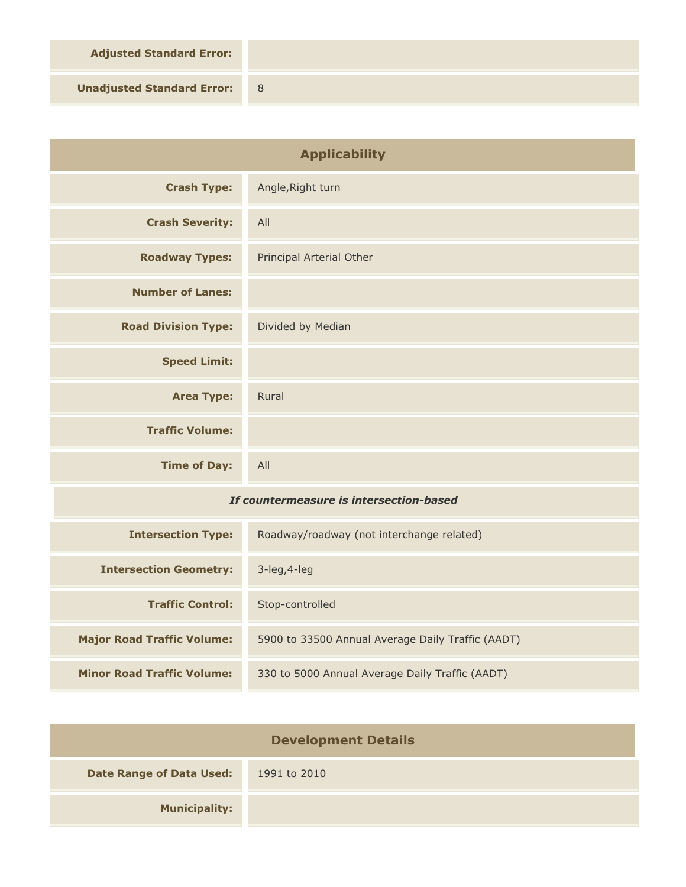| | |
|---|---|
| **Adjusted Standard Error:** | |
| **Unadjusted Standard Error:** | 8 |

## Applicability

| | |
|---|---|
| **Crash Type:** | Angle,Right turn |
| **Crash Severity:** | All |
| **Roadway Types:** | Principal Arterial Other |
| **Number of Lanes:** | |
| **Road Division Type:** | Divided by Median |
| **Speed Limit:** | |
| **Area Type:** | Rural |
| **Traffic Volume:** | |
| **Time of Day:** | All |

***If countermeasure is intersection-based***

| | |
|---|---|
| **Intersection Type:** | Roadway/roadway (not interchange related) |
| **Intersection Geometry:** | 3-leg,4-leg |
| **Traffic Control:** | Stop-controlled |
| **Major Road Traffic Volume:** | 5900 to 33500 Annual Average Daily Traffic (AADT) |
| **Minor Road Traffic Volume:** | 330 to 5000 Annual Average Daily Traffic (AADT) |

## Development Details

| | |
|---|---|
| **Date Range of Data Used:** | 1991 to 2010 |
| **Municipality:** | |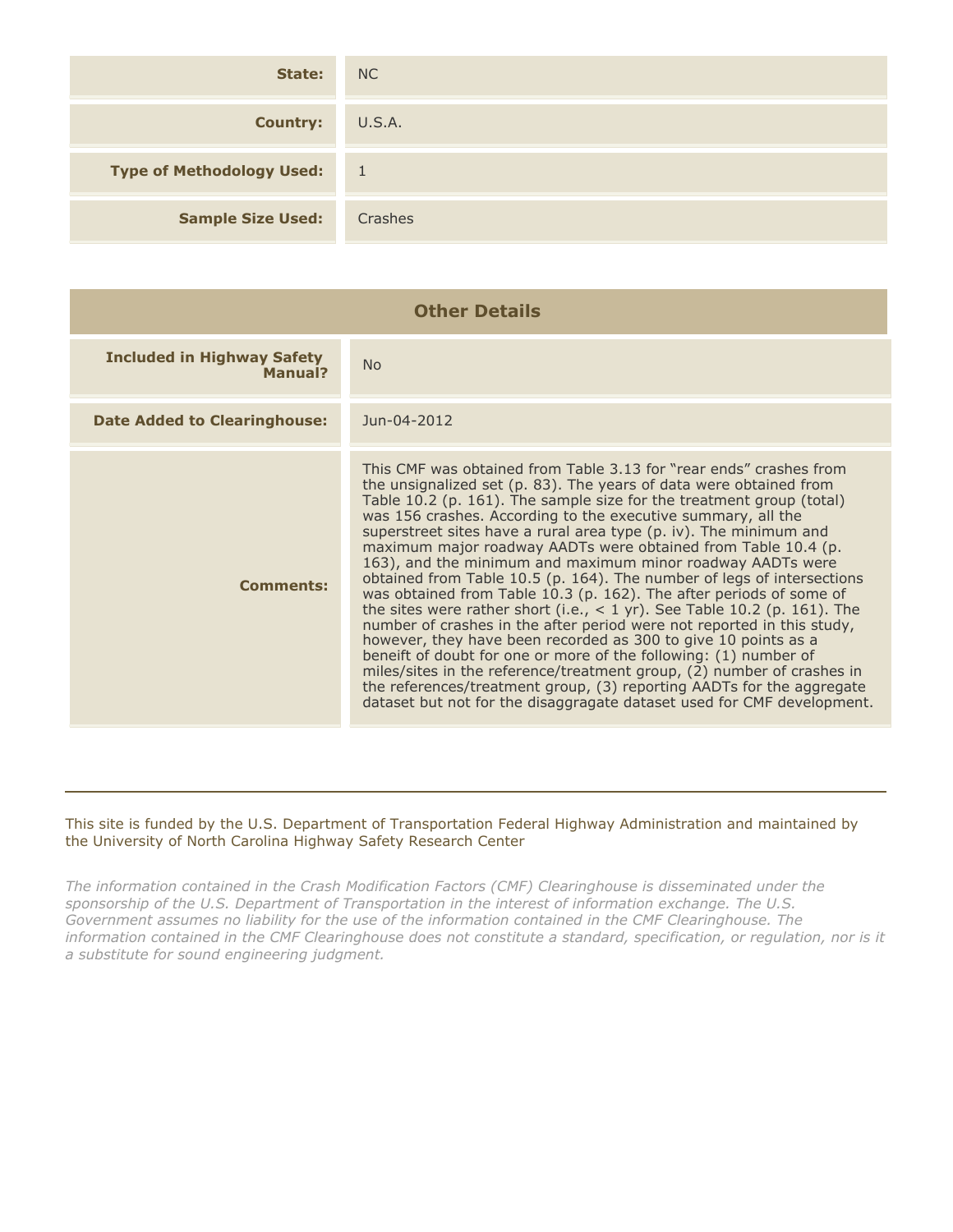| | |
|---|---|
| **State:** | NC |
| **Country:** | U.S.A. |
| **Type of Methodology Used:** | 1 |
| **Sample Size Used:** | Crashes |

## Other Details

| | |
|---|---|
| **Included in Highway Safety Manual?** | No |
| **Date Added to Clearinghouse:** | Jun-04-2012 |
| **Comments:** | This CMF was obtained from Table 3.13 for "rear ends" crashes from the unsignalized set (p. 83). The years of data were obtained from Table 10.2 (p. 161). The sample size for the treatment group (total) was 156 crashes. According to the executive summary, all the superstreet sites have a rural area type (p. iv). The minimum and maximum major roadway AADTs were obtained from Table 10.4 (p. 163), and the minimum and maximum minor roadway AADTs were obtained from Table 10.5 (p. 164). The number of legs of intersections was obtained from Table 10.3 (p. 162). The after periods of some of the sites were rather short (i.e., < 1 yr). See Table 10.2 (p. 161). The number of crashes in the after period were not reported in this study, however, they have been recorded as 300 to give 10 points as a beneift of doubt for one or more of the following: (1) number of miles/sites in the reference/treatment group, (2) number of crashes in the references/treatment group, (3) reporting AADTs for the aggregate dataset but not for the disaggragate dataset used for CMF development. |

---

This site is funded by the U.S. Department of Transportation Federal Highway Administration and maintained by the University of North Carolina Highway Safety Research Center

*The information contained in the Crash Modification Factors (CMF) Clearinghouse is disseminated under the sponsorship of the U.S. Department of Transportation in the interest of information exchange. The U.S. Government assumes no liability for the use of the information contained in the CMF Clearinghouse. The information contained in the CMF Clearinghouse does not constitute a standard, specification, or regulation, nor is it a substitute for sound engineering judgment.*